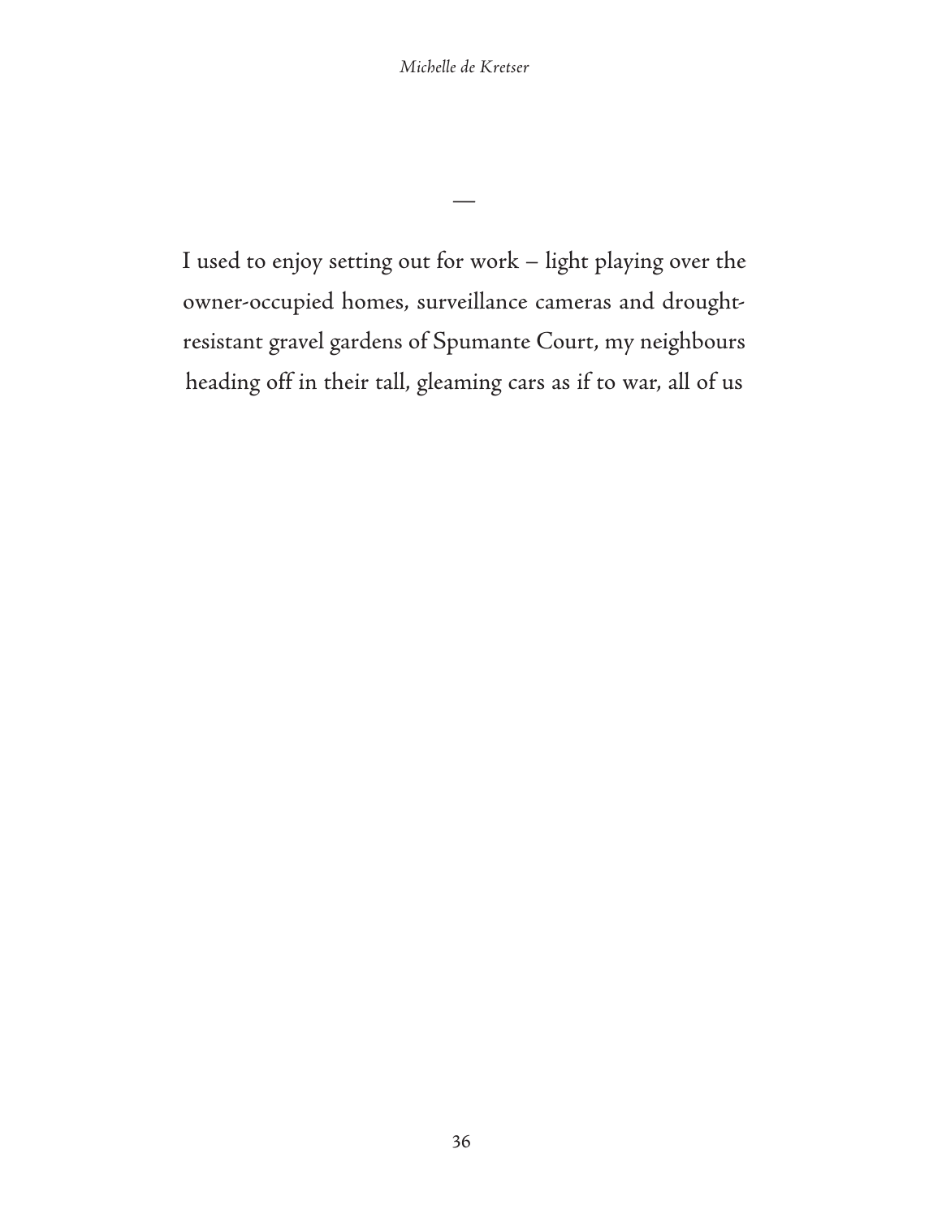—

I used to enjoy setting out for work – light playing over the owner-occupied homes, surveillance cameras and drought-resistant gravel gardens of Spumante Court, my neighbours heading off in their tall, gleaming cars as if to war, all of us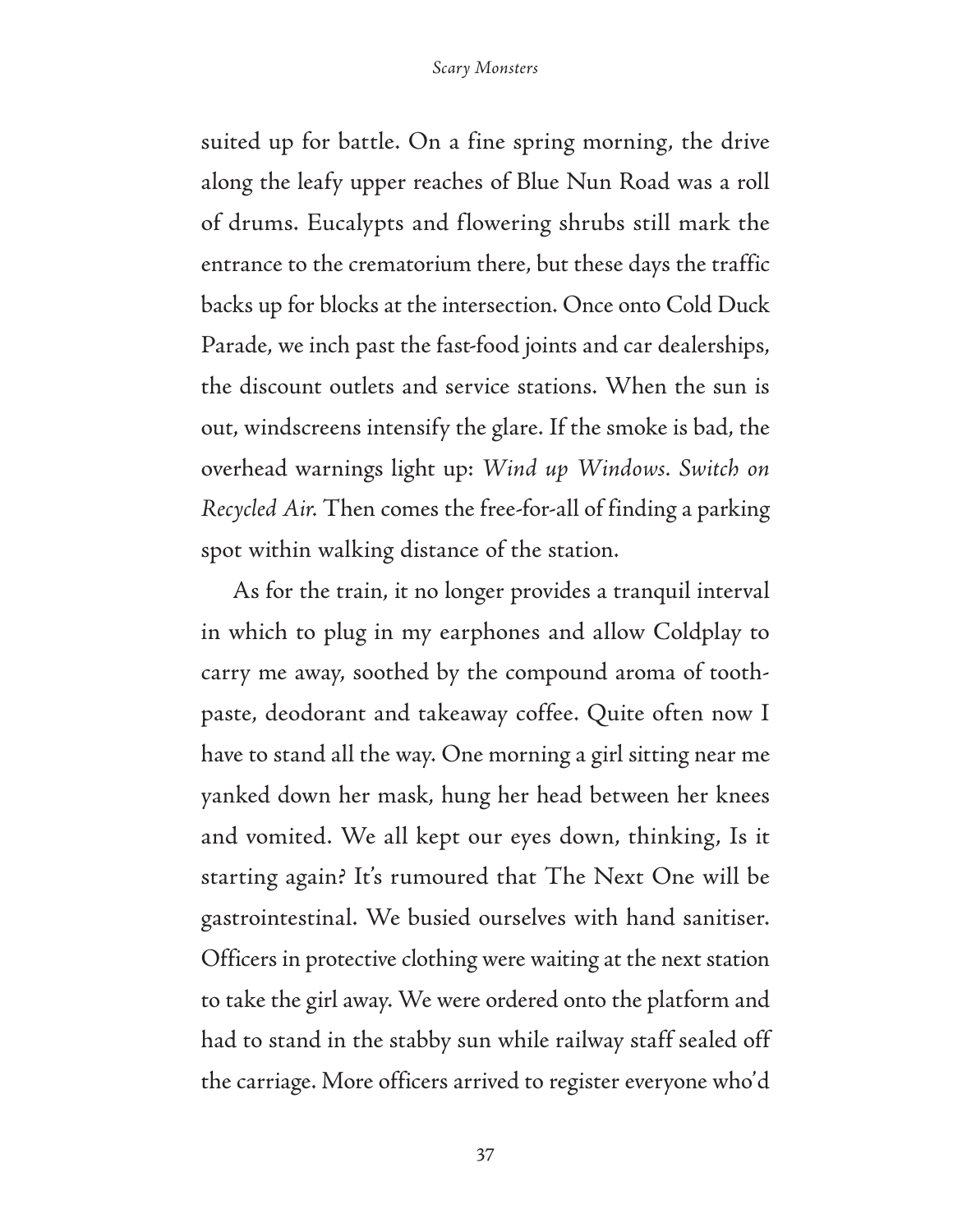suited up for battle. On a fine spring morning, the drive along the leafy upper reaches of Blue Nun Road was a roll of drums. Eucalypts and flowering shrubs still mark the entrance to the crematorium there, but these days the traffic backs up for blocks at the intersection. Once onto Cold Duck Parade, we inch past the fast-food joints and car dealerships, the discount outlets and service stations. When the sun is out, windscreens intensify the glare. If the smoke is bad, the overhead warnings light up: *Wind up Windows. Switch on Recycled Air.* Then comes the free-for-all of finding a parking spot within walking distance of the station.

As for the train, it no longer provides a tranquil interval in which to plug in my earphones and allow Coldplay to carry me away, soothed by the compound aroma of toothpaste, deodorant and takeaway coffee. Quite often now I have to stand all the way. One morning a girl sitting near me yanked down her mask, hung her head between her knees and vomited. We all kept our eyes down, thinking, Is it starting again? It's rumoured that The Next One will be gastrointestinal. We busied ourselves with hand sanitiser. Officers in protective clothing were waiting at the next station to take the girl away. We were ordered onto the platform and had to stand in the stabby sun while railway staff sealed off the carriage. More officers arrived to register everyone who'd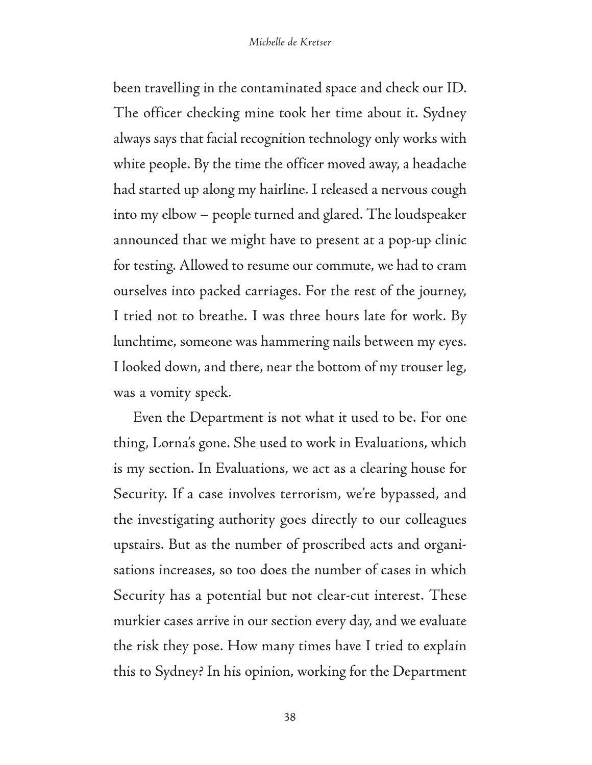been travelling in the contaminated space and check our ID. The officer checking mine took her time about it. Sydney always says that facial recognition technology only works with white people. By the time the officer moved away, a headache had started up along my hairline. I released a nervous cough into my elbow – people turned and glared. The loudspeaker announced that we might have to present at a pop-up clinic for testing. Allowed to resume our commute, we had to cram ourselves into packed carriages. For the rest of the journey, I tried not to breathe. I was three hours late for work. By lunchtime, someone was hammering nails between my eyes. I looked down, and there, near the bottom of my trouser leg, was a vomity speck.

Even the Department is not what it used to be. For one thing, Lorna's gone. She used to work in Evaluations, which is my section. In Evaluations, we act as a clearing house for Security. If a case involves terrorism, we're bypassed, and the investigating authority goes directly to our colleagues upstairs. But as the number of proscribed acts and organisations increases, so too does the number of cases in which Security has a potential but not clear-cut interest. These murkier cases arrive in our section every day, and we evaluate the risk they pose. How many times have I tried to explain this to Sydney? In his opinion, working for the Department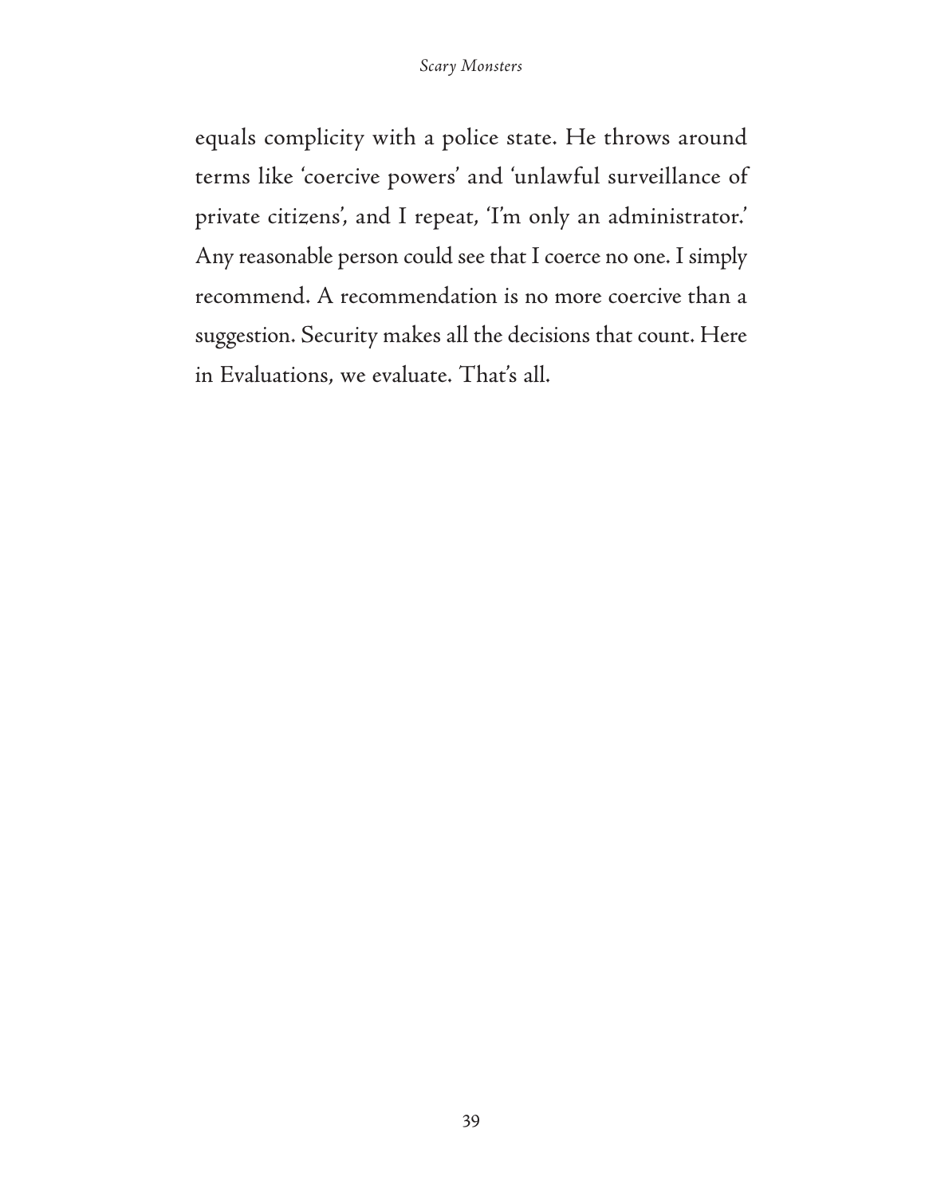equals complicity with a police state. He throws around terms like 'coercive powers' and 'unlawful surveillance of private citizens', and I repeat, 'I'm only an administrator.' Any reasonable person could see that I coerce no one. I simply recommend. A recommendation is no more coercive than a suggestion. Security makes all the decisions that count. Here in Evaluations, we evaluate. That's all.